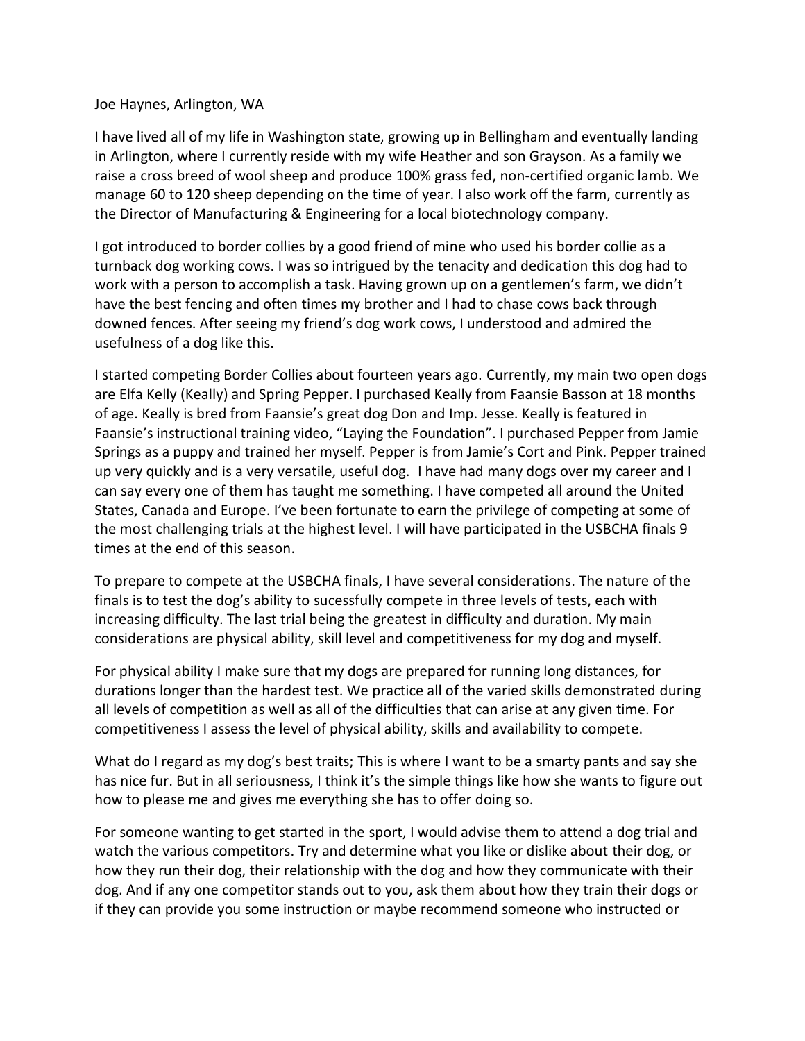Joe Haynes, Arlington, WA

I have lived all of my life in Washington state, growing up in Bellingham and eventually landing in Arlington, where I currently reside with my wife Heather and son Grayson. As a family we raise a cross breed of wool sheep and produce 100% grass fed, non-certified organic lamb. We manage 60 to 120 sheep depending on the time of year. I also work off the farm, currently as the Director of Manufacturing & Engineering for a local biotechnology company.

I got introduced to border collies by a good friend of mine who used his border collie as a turnback dog working cows. I was so intrigued by the tenacity and dedication this dog had to work with a person to accomplish a task. Having grown up on a gentlemen's farm, we didn't have the best fencing and often times my brother and I had to chase cows back through downed fences. After seeing my friend's dog work cows, I understood and admired the usefulness of a dog like this.

I started competing Border Collies about fourteen years ago. Currently, my main two open dogs are Elfa Kelly (Keally) and Spring Pepper. I purchased Keally from Faansie Basson at 18 months of age. Keally is bred from Faansie's great dog Don and Imp. Jesse. Keally is featured in Faansie's instructional training video, "Laying the Foundation". I purchased Pepper from Jamie Springs as a puppy and trained her myself. Pepper is from Jamie's Cort and Pink. Pepper trained up very quickly and is a very versatile, useful dog. I have had many dogs over my career and I can say every one of them has taught me something. I have competed all around the United States, Canada and Europe. I've been fortunate to earn the privilege of competing at some of the most challenging trials at the highest level. I will have participated in the USBCHA finals 9 times at the end of this season.

To prepare to compete at the USBCHA finals, I have several considerations. The nature of the finals is to test the dog's ability to sucessfully compete in three levels of tests, each with increasing difficulty. The last trial being the greatest in difficulty and duration. My main considerations are physical ability, skill level and competitiveness for my dog and myself.

For physical ability I make sure that my dogs are prepared for running long distances, for durations longer than the hardest test. We practice all of the varied skills demonstrated during all levels of competition as well as all of the difficulties that can arise at any given time. For competitiveness I assess the level of physical ability, skills and availability to compete.

What do I regard as my dog's best traits; This is where I want to be a smarty pants and say she has nice fur. But in all seriousness, I think it's the simple things like how she wants to figure out how to please me and gives me everything she has to offer doing so.

For someone wanting to get started in the sport, I would advise them to attend a dog trial and watch the various competitors. Try and determine what you like or dislike about their dog, or how they run their dog, their relationship with the dog and how they communicate with their dog. And if any one competitor stands out to you, ask them about how they train their dogs or if they can provide you some instruction or maybe recommend someone who instructed or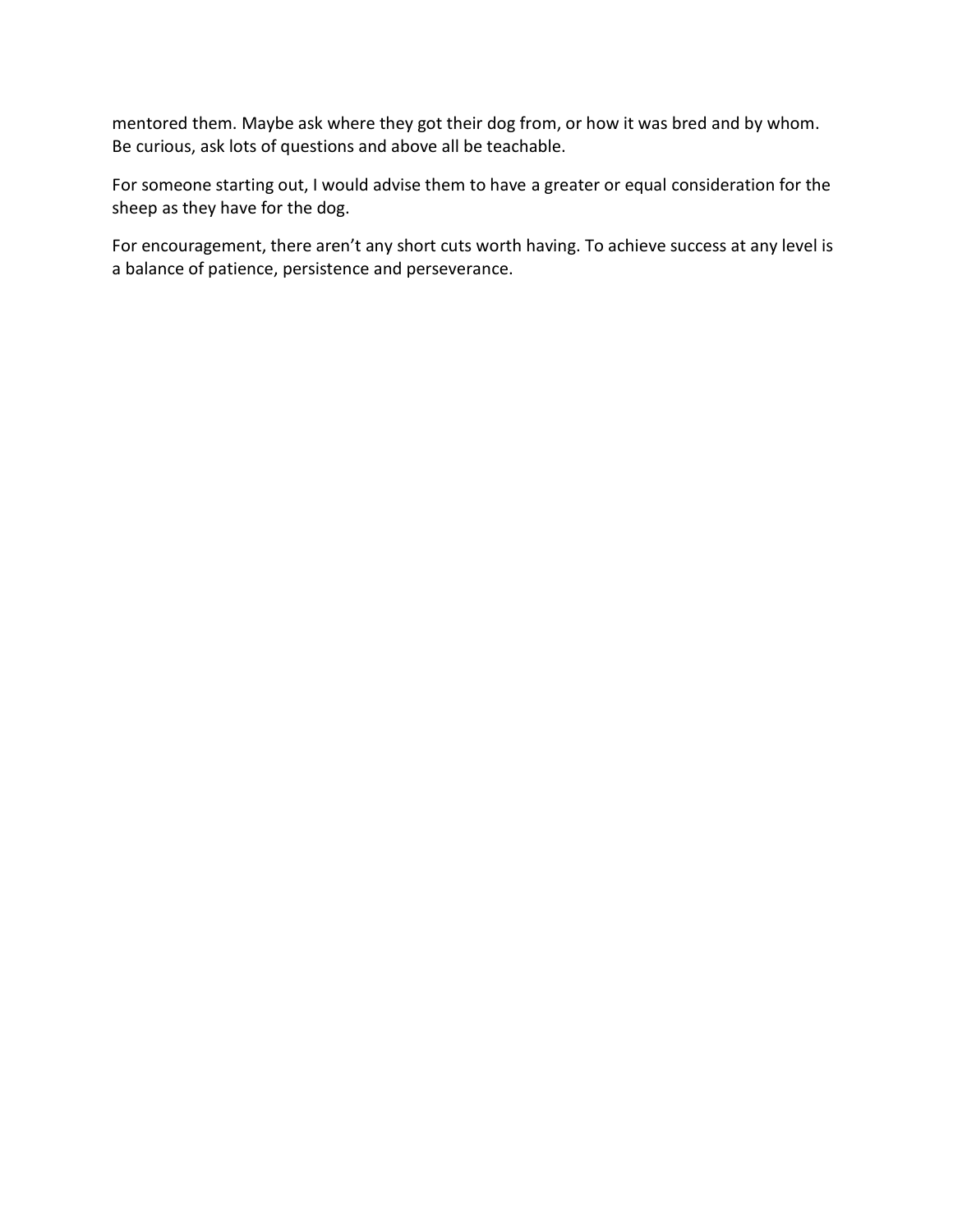mentored them. Maybe ask where they got their dog from, or how it was bred and by whom. Be curious, ask lots of questions and above all be teachable.

For someone starting out, I would advise them to have a greater or equal consideration for the sheep as they have for the dog.

For encouragement, there aren't any short cuts worth having. To achieve success at any level is a balance of patience, persistence and perseverance.